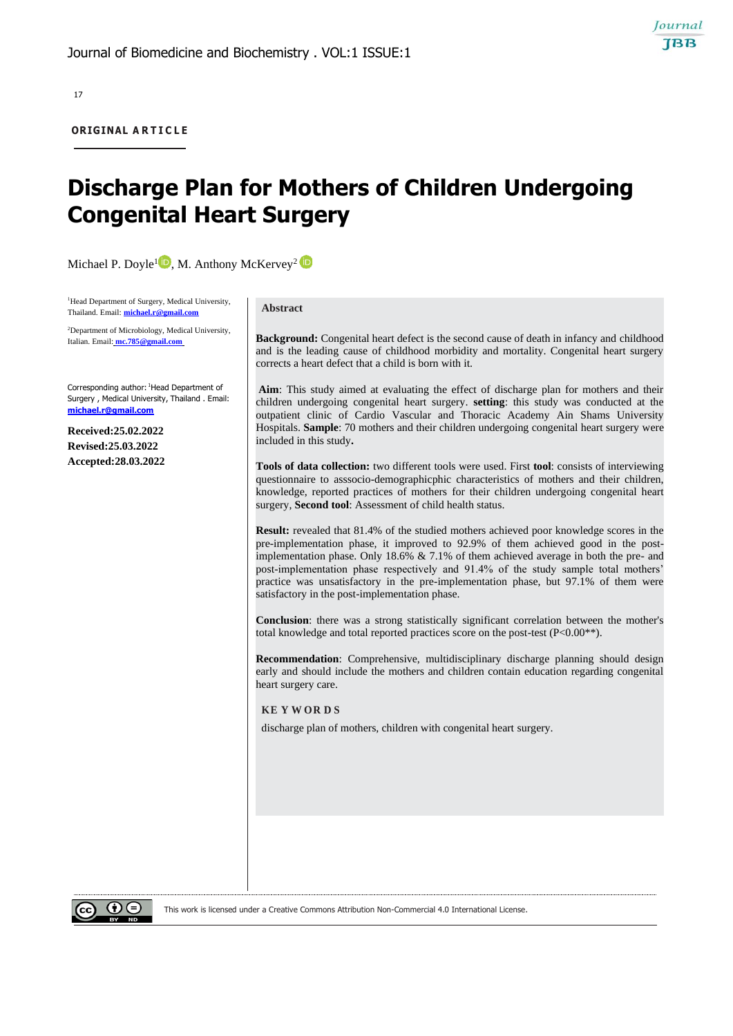ORIGINAL ARTICLE

# Discharge Plan for Mothers of Children Undergoing Congenital Heart Surgery

Michael P. Doyle[1], M. Anthony McKervey[2]

[1]Head Department of Surgery, Medical University, Thailand. Email: **michael.r@gmail.com**

[2]Department of Microbiology, Medical University, Italian. Email: **mc.785@gmail.com**

Corresponding author: [1]Head Department of Surgery , Medical University, Thailand . Email: **michael.r@gmail.com**

**Received:25.02.2022**
**Revised:25.03.2022**
**Accepted:28.03.2022**

## Abstract

**Background:** Congenital heart defect is the second cause of death in infancy and childhood and is the leading cause of childhood morbidity and mortality. Congenital heart surgery corrects a heart defect that a child is born with it.

**Aim**: This study aimed at evaluating the effect of discharge plan for mothers and their children undergoing congenital heart surgery. **setting**: this study was conducted at the outpatient clinic of Cardio Vascular and Thoracic Academy Ain Shams University Hospitals. **Sample**: 70 mothers and their children undergoing congenital heart surgery were included in this study**.**

**Tools of data collection:** two different tools were used. First **tool**: consists of interviewing questionnaire to asssocio-demographicphic characteristics of mothers and their children, knowledge, reported practices of mothers for their children undergoing congenital heart surgery, **Second tool**: Assessment of child health status.

**Result:** revealed that 81.4% of the studied mothers achieved poor knowledge scores in the pre-implementation phase, it improved to 92.9% of them achieved good in the post-implementation phase. Only 18.6% & 7.1% of them achieved average in both the pre- and post-implementation phase respectively and 91.4% of the study sample total mothers' practice was unsatisfactory in the pre-implementation phase, but 97.1% of them were satisfactory in the post-implementation phase.

**Conclusion**: there was a strong statistically significant correlation between the mother's total knowledge and total reported practices score on the post-test (P<0.00**).

**Recommendation**: Comprehensive, multidisciplinary discharge planning should design early and should include the mothers and children contain education regarding congenital heart surgery care.

### KEYWORDS

discharge plan of mothers, children with congenital heart surgery.

This work is licensed under a Creative Commons Attribution Non-Commercial 4.0 International License.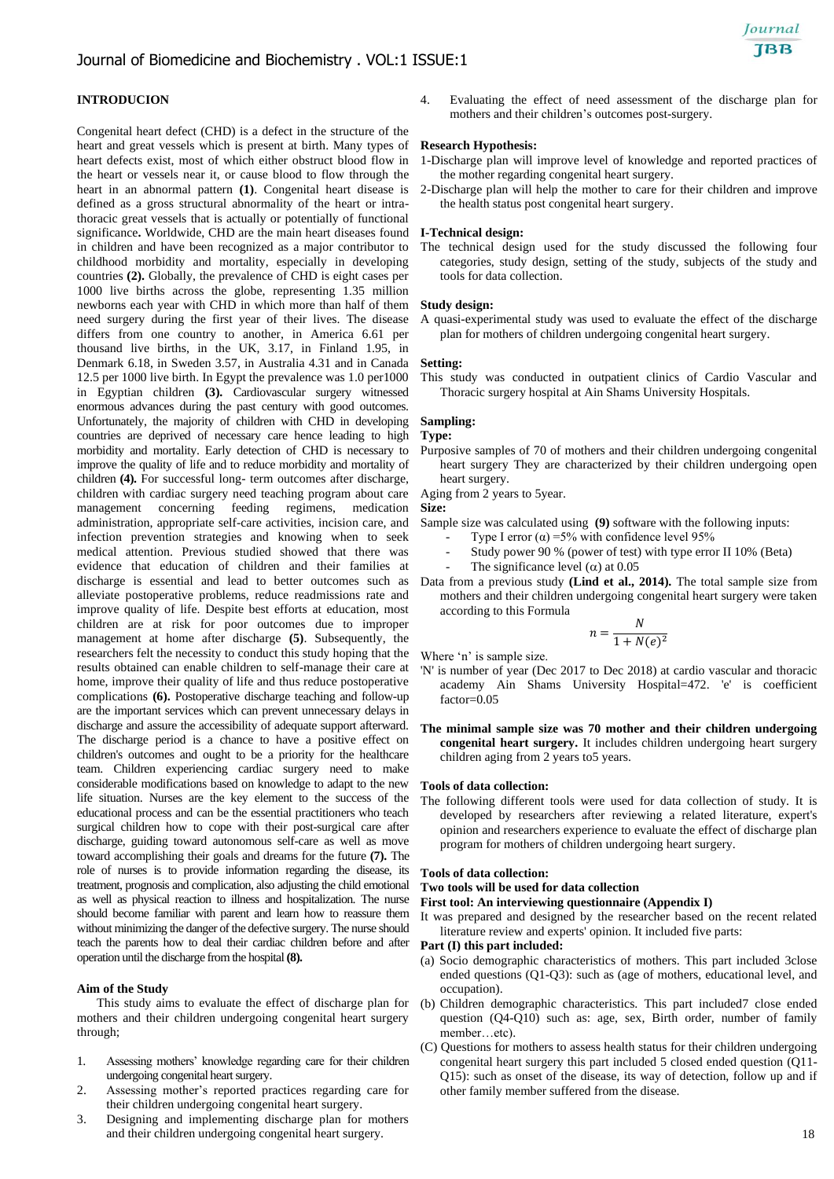### INTRODUCION

Congenital heart defect (CHD) is a defect in the structure of the heart and great vessels which is present at birth. Many types of heart defects exist, most of which either obstruct blood flow in the heart or vessels near it, or cause blood to flow through the heart in an abnormal pattern **(1)**. Congenital heart disease is defined as a gross structural abnormality of the heart or intra-thoracic great vessels that is actually or potentially of functional significance**.** Worldwide, CHD are the main heart diseases found in children and have been recognized as a major contributor to childhood morbidity and mortality, especially in developing countries **(2).** Globally, the prevalence of CHD is eight cases per 1000 live births across the globe, representing 1.35 million newborns each year with CHD in which more than half of them need surgery during the first year of their lives. The disease differs from one country to another, in America 6.61 per thousand live births, in the UK, 3.17, in Finland 1.95, in Denmark 6.18, in Sweden 3.57, in Australia 4.31 and in Canada 12.5 per 1000 live birth. In Egypt the prevalence was 1.0 per1000 in Egyptian children **(3).** Cardiovascular surgery witnessed enormous advances during the past century with good outcomes. Unfortunately, the majority of children with CHD in developing countries are deprived of necessary care hence leading to high morbidity and mortality. Early detection of CHD is necessary to improve the quality of life and to reduce morbidity and mortality of children **(4).** For successful long- term outcomes after discharge, children with cardiac surgery need teaching program about care management concerning feeding regimens, medication administration, appropriate self-care activities, incision care, and infection prevention strategies and knowing when to seek medical attention. Previous studied showed that there was evidence that education of children and their families at discharge is essential and lead to better outcomes such as alleviate postoperative problems, reduce readmissions rate and improve quality of life. Despite best efforts at education, most children are at risk for poor outcomes due to improper management at home after discharge **(5)**. Subsequently, the researchers felt the necessity to conduct this study hoping that the results obtained can enable children to self-manage their care at home, improve their quality of life and thus reduce postoperative complications **(6).** Postoperative discharge teaching and follow-up are the important services which can prevent unnecessary delays in discharge and assure the accessibility of adequate support afterward. The discharge period is a chance to have a positive effect on children's outcomes and ought to be a priority for the healthcare team. Children experiencing cardiac surgery need to make considerable modifications based on knowledge to adapt to the new life situation. Nurses are the key element to the success of the educational process and can be the essential practitioners who teach surgical children how to cope with their post-surgical care after discharge, guiding toward autonomous self-care as well as move toward accomplishing their goals and dreams for the future **(7).** The role of nurses is to provide information regarding the disease, its treatment, prognosis and complication, also adjusting the child emotional as well as physical reaction to illness and hospitalization. The nurse should become familiar with parent and learn how to reassure them without minimizing the danger of the defective surgery. The nurse should teach the parents how to deal their cardiac children before and after operation until the discharge from the hospital **(8).**

### Aim of the Study

This study aims to evaluate the effect of discharge plan for mothers and their children undergoing congenital heart surgery through;

1. Assessing mothers' knowledge regarding care for their children undergoing congenital heart surgery.
2. Assessing mother's reported practices regarding care for their children undergoing congenital heart surgery.
3. Designing and implementing discharge plan for mothers and their children undergoing congenital heart surgery.
4. Evaluating the effect of need assessment of the discharge plan for mothers and their children's outcomes post-surgery.

**Research Hypothesis:**

1-Discharge plan will improve level of knowledge and reported practices of the mother regarding congenital heart surgery.

2-Discharge plan will help the mother to care for their children and improve the health status post congenital heart surgery.

**I-Technical design:**

The technical design used for the study discussed the following four categories, study design, setting of the study, subjects of the study and tools for data collection.

**Study design:**

A quasi-experimental study was used to evaluate the effect of the discharge plan for mothers of children undergoing congenital heart surgery.

**Setting:**

This study was conducted in outpatient clinics of Cardio Vascular and Thoracic surgery hospital at Ain Shams University Hospitals.

**Sampling:**

**Type:**

Purposive samples of 70 of mothers and their children undergoing congenital heart surgery They are characterized by their children undergoing open heart surgery.

Aging from 2 years to 5year.

**Size:**

Sample size was calculated using **(9)** software with the following inputs:

- Type I error (α) =5% with confidence level 95%
- Study power 90 % (power of test) with type error II 10% (Beta)
- The significance level (α) at 0.05

Data from a previous study **(Lind et al., 2014).** The total sample size from mothers and their children undergoing congenital heart surgery were taken according to this Formula

$$n = \frac{N}{1 + N(e)^2}$$

Where 'n' is sample size.

'N' is number of year (Dec 2017 to Dec 2018) at cardio vascular and thoracic academy Ain Shams University Hospital=472. 'e' is coefficient factor=0.05

**The minimal sample size was 70 mother and their children undergoing congenital heart surgery.** It includes children undergoing heart surgery children aging from 2 years to5 years.

**Tools of data collection:**

The following different tools were used for data collection of study. It is developed by researchers after reviewing a related literature, expert's opinion and researchers experience to evaluate the effect of discharge plan program for mothers of children undergoing heart surgery.

**Tools of data collection:**

**Two tools will be used for data collection**

**First tool: An interviewing questionnaire (Appendix I)**

It was prepared and designed by the researcher based on the recent related literature review and experts' opinion. It included five parts:

**Part (I) this part included:**

(a) Socio demographic characteristics of mothers. This part included 3close ended questions (Q1-Q3): such as (age of mothers, educational level, and occupation).

(b) Children demographic characteristics. This part included7 close ended question (Q4-Q10) such as: age, sex, Birth order, number of family member…etc).

(C) Questions for mothers to assess health status for their children undergoing congenital heart surgery this part included 5 closed ended question (Q11-Q15): such as onset of the disease, its way of detection, follow up and if other family member suffered from the disease.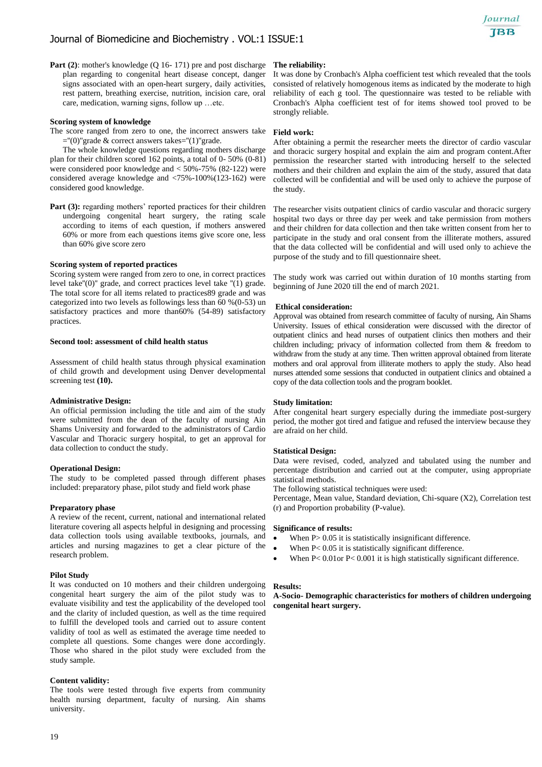**Part (2)**: mother's knowledge (Q 16- 171) pre and post discharge plan regarding to congenital heart disease concept, danger signs associated with an open-heart surgery, daily activities, rest pattern, breathing exercise, nutrition, incision care, oral care, medication, warning signs, follow up …etc.

### Scoring system of knowledge

The score ranged from zero to one, the incorrect answers take ="(0)"grade & correct answers takes="(1)"grade.

The whole knowledge questions regarding mothers discharge plan for their children scored 162 points, a total of 0- 50% (0-81) were considered poor knowledge and < 50%-75% (82-122) were considered average knowledge and <75%-100%(123-162) were considered good knowledge.

**Part (3):** regarding mothers' reported practices for their children undergoing congenital heart surgery, the rating scale according to items of each question, if mothers answered 60% or more from each questions items give score one, less than 60% give score zero

### Scoring system of reported practices

Scoring system were ranged from zero to one, in correct practices level take"(0)" grade, and correct practices level take "(1) grade. The total score for all items related to practices89 grade and was categorized into two levels as followings less than 60 %(0-53) un satisfactory practices and more than60% (54-89) satisfactory practices.

### Second tool: assessment of child health status

Assessment of child health status through physical examination of child growth and development using Denver developmental screening test **(10).**

### Administrative Design:

An official permission including the title and aim of the study were submitted from the dean of the faculty of nursing Ain Shams University and forwarded to the administrators of Cardio Vascular and Thoracic surgery hospital, to get an approval for data collection to conduct the study.

### Operational Design:

The study to be completed passed through different phases included: preparatory phase, pilot study and field work phase

### Preparatory phase

A review of the recent, current, national and international related literature covering all aspects helpful in designing and processing data collection tools using available textbooks, journals, and articles and nursing magazines to get a clear picture of the research problem.

### Pilot Study

It was conducted on 10 mothers and their children undergoing congenital heart surgery the aim of the pilot study was to evaluate visibility and test the applicability of the developed tool and the clarity of included question, as well as the time required to fulfill the developed tools and carried out to assure content validity of tool as well as estimated the average time needed to complete all questions. Some changes were done accordingly. Those who shared in the pilot study were excluded from the study sample.

### Content validity:

The tools were tested through five experts from community health nursing department, faculty of nursing. Ain shams university.

### The reliability:

It was done by Cronbach's Alpha coefficient test which revealed that the tools consisted of relatively homogenous items as indicated by the moderate to high reliability of each g tool. The questionnaire was tested to be reliable with Cronbach's Alpha coefficient test of for items showed tool proved to be strongly reliable.

### Field work:

After obtaining a permit the researcher meets the director of cardio vascular and thoracic surgery hospital and explain the aim and program content.After permission the researcher started with introducing herself to the selected mothers and their children and explain the aim of the study, assured that data collected will be confidential and will be used only to achieve the purpose of the study.

The researcher visits outpatient clinics of cardio vascular and thoracic surgery hospital two days or three day per week and take permission from mothers and their children for data collection and then take written consent from her to participate in the study and oral consent from the illiterate mothers, assured that the data collected will be confidential and will used only to achieve the purpose of the study and to fill questionnaire sheet.

The study work was carried out within duration of 10 months starting from beginning of June 2020 till the end of march 2021.

### Ethical consideration:

Approval was obtained from research committee of faculty of nursing, Ain Shams University. Issues of ethical consideration were discussed with the director of outpatient clinics and head nurses of outpatient clinics then mothers and their children including; privacy of information collected from them & freedom to withdraw from the study at any time. Then written approval obtained from literate mothers and oral approval from illiterate mothers to apply the study. Also head nurses attended some sessions that conducted in outpatient clinics and obtained a copy of the data collection tools and the program booklet.

### Study limitation:

After congenital heart surgery especially during the immediate post-surgery period, the mother got tired and fatigue and refused the interview because they are afraid on her child.

### Statistical Design:

Data were revised, coded, analyzed and tabulated using the number and percentage distribution and carried out at the computer, using appropriate statistical methods.

The following statistical techniques were used:

Percentage, Mean value, Standard deviation, Chi-square (X2), Correlation test (r) and Proportion probability (P-value).

### Significance of results:

- When P> 0.05 it is statistically insignificant difference.
- When P< 0.05 it is statistically significant difference.
- When P< 0.01or P< 0.001 it is high statistically significant difference.

### Results:

**A-Socio- Demographic characteristics for mothers of children undergoing congenital heart surgery.**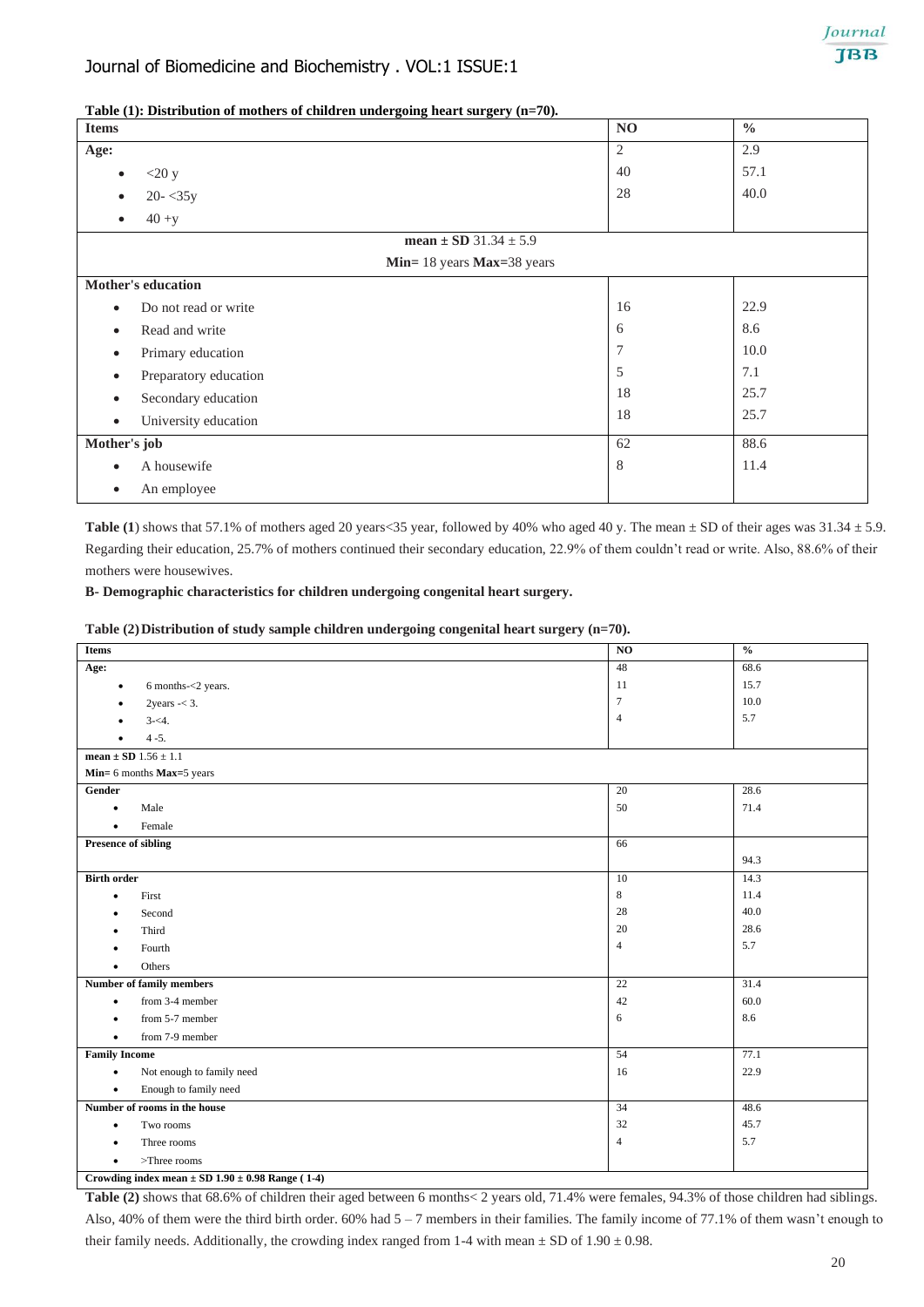**Table (1): Distribution of mothers of children undergoing heart surgery (n=70).**

| Items | NO | % |
|---|---|---|
| **Age:** | 2 | 2.9 |
| • <20 y | 40 | 57.1 |
| • 20- <35y | 28 | 40.0 |
| • 40 +y | | |
| **mean ± SD** 31.34 ± 5.9 | | |
| **Min=** 18 years **Max=**38 years | | |
| **Mother's education** | | |
| • Do not read or write | 16 | 22.9 |
| • Read and write | 6 | 8.6 |
| • Primary education | 7 | 10.0 |
| • Preparatory education | 5 | 7.1 |
| • Secondary education | 18 | 25.7 |
| • University education | 18 | 25.7 |
| **Mother's job** | 62 | 88.6 |
| • A housewife | 8 | 11.4 |
| • An employee | | |

**Table (1**) shows that 57.1% of mothers aged 20 years<35 year, followed by 40% who aged 40 y. The mean ± SD of their ages was 31.34 ± 5.9. Regarding their education, 25.7% of mothers continued their secondary education, 22.9% of them couldn't read or write. Also, 88.6% of their mothers were housewives.

**B- Demographic characteristics for children undergoing congenital heart surgery.**

**Table (2) Distribution of study sample children undergoing congenital heart surgery (n=70).**

| Items | NO | % |
|---|---|---|
| **Age:** | 48 | 68.6 |
| • 6 months-<2 years. | 11 | 15.7 |
| • 2years -< 3. | 7 | 10.0 |
| • 3-<4. | 4 | 5.7 |
| • 4 -5. | | |
| **mean ± SD** 1.56 ± 1.1 | | |
| **Min=** 6 months **Max=**5 years | | |
| **Gender** | 20 | 28.6 |
| • Male | 50 | 71.4 |
| • Female | | |
| **Presence of sibling** | 66 | 94.3 |
| **Birth order** | 10 | 14.3 |
| • First | 8 | 11.4 |
| • Second | 28 | 40.0 |
| • Third | 20 | 28.6 |
| • Fourth | 4 | 5.7 |
| • Others | | |
| **Number of family members** | 22 | 31.4 |
| • from 3-4 member | 42 | 60.0 |
| • from 5-7 member | 6 | 8.6 |
| • from 7-9 member | | |
| **Family Income** | 54 | 77.1 |
| • Not enough to family need | 16 | 22.9 |
| • Enough to family need | | |
| **Number of rooms in the house** | 34 | 48.6 |
| • Two rooms | 32 | 45.7 |
| • Three rooms | 4 | 5.7 |
| • >Three rooms | | |
| **Crowding index mean ± SD 1.90 ± 0.98 Range ( 1-4)** | | |

**Table (2)** shows that 68.6% of children their aged between 6 months< 2 years old, 71.4% were females, 94.3% of those children had siblings. Also, 40% of them were the third birth order. 60% had 5 – 7 members in their families. The family income of 77.1% of them wasn't enough to their family needs. Additionally, the crowding index ranged from 1-4 with mean ± SD of 1.90 ± 0.98.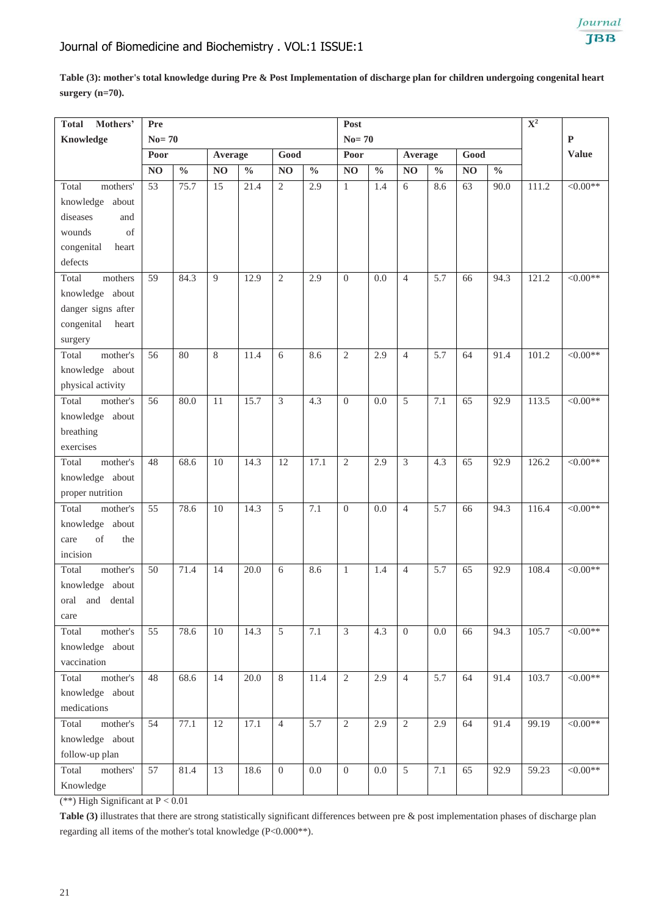**Table (3): mother's total knowledge during Pre & Post Implementation of discharge plan for children undergoing congenital heart surgery (n=70).**

| Total Mothers' Knowledge | Pre No= 70 | | | | | | Post No= 70 | | | | | | $X^2$ | P Value |
|---|---|---|---|---|---|---|---|---|---|---|---|---|---|---|
| | Poor | | Average | | Good | | Poor | | Average | | Good | | | |
| | NO | % | NO | % | NO | % | NO | % | NO | % | NO | % | | |
| Total mothers' knowledge about diseases and wounds of congenital heart defects | 53 | 75.7 | 15 | 21.4 | 2 | 2.9 | 1 | 1.4 | 6 | 8.6 | 63 | 90.0 | 111.2 | <0.00** |
| Total mothers knowledge about danger signs after congenital heart surgery | 59 | 84.3 | 9 | 12.9 | 2 | 2.9 | 0 | 0.0 | 4 | 5.7 | 66 | 94.3 | 121.2 | <0.00** |
| Total mother's knowledge about physical activity | 56 | 80 | 8 | 11.4 | 6 | 8.6 | 2 | 2.9 | 4 | 5.7 | 64 | 91.4 | 101.2 | <0.00** |
| Total mother's knowledge about breathing exercises | 56 | 80.0 | 11 | 15.7 | 3 | 4.3 | 0 | 0.0 | 5 | 7.1 | 65 | 92.9 | 113.5 | <0.00** |
| Total mother's knowledge about proper nutrition | 48 | 68.6 | 10 | 14.3 | 12 | 17.1 | 2 | 2.9 | 3 | 4.3 | 65 | 92.9 | 126.2 | <0.00** |
| Total mother's knowledge about care of the incision | 55 | 78.6 | 10 | 14.3 | 5 | 7.1 | 0 | 0.0 | 4 | 5.7 | 66 | 94.3 | 116.4 | <0.00** |
| Total mother's knowledge about oral and dental care | 50 | 71.4 | 14 | 20.0 | 6 | 8.6 | 1 | 1.4 | 4 | 5.7 | 65 | 92.9 | 108.4 | <0.00** |
| Total mother's knowledge about vaccination | 55 | 78.6 | 10 | 14.3 | 5 | 7.1 | 3 | 4.3 | 0 | 0.0 | 66 | 94.3 | 105.7 | <0.00** |
| Total mother's knowledge about medications | 48 | 68.6 | 14 | 20.0 | 8 | 11.4 | 2 | 2.9 | 4 | 5.7 | 64 | 91.4 | 103.7 | <0.00** |
| Total mother's knowledge about follow-up plan | 54 | 77.1 | 12 | 17.1 | 4 | 5.7 | 2 | 2.9 | 2 | 2.9 | 64 | 91.4 | 99.19 | <0.00** |
| Total mothers' Knowledge | 57 | 81.4 | 13 | 18.6 | 0 | 0.0 | 0 | 0.0 | 5 | 7.1 | 65 | 92.9 | 59.23 | <0.00** |

(**) High Significant at P < 0.01

**Table (3)** illustrates that there are strong statistically significant differences between pre & post implementation phases of discharge plan regarding all items of the mother's total knowledge (P<0.000**).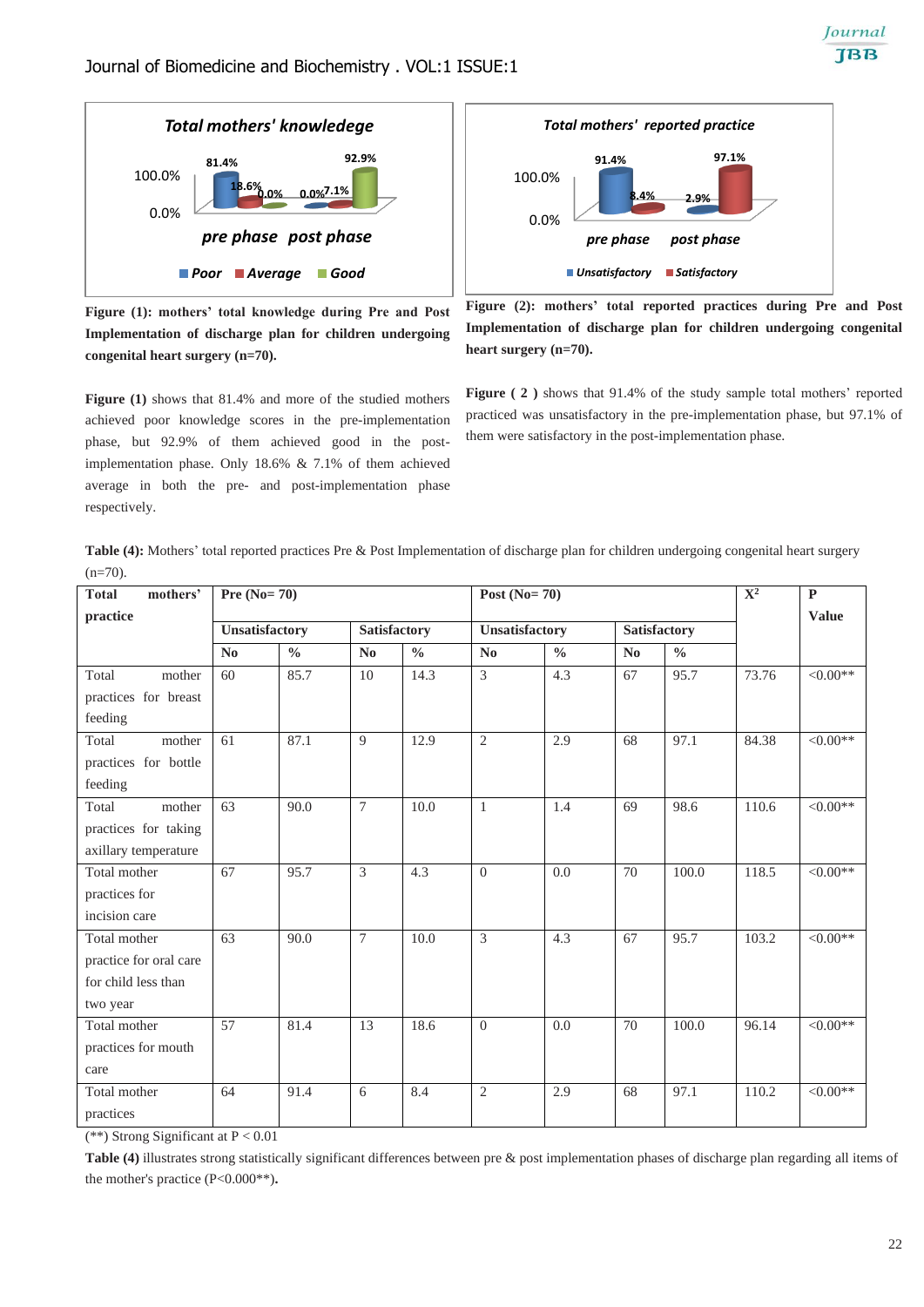Total mothers' knowledege

100.0%

0.0%

81.4%

18.6%

0.0%

0.0%

7.1%

92.9%

pre phase post phase

Poor Average Good

**Figure (1): mothers' total knowledge during Pre and Post Implementation of discharge plan for children undergoing congenital heart surgery (n=70).**

**Figure (1)** shows that 81.4% and more of the studied mothers achieved poor knowledge scores in the pre-implementation phase, but 92.9% of them achieved good in the post-implementation phase. Only 18.6% & 7.1% of them achieved average in both the pre- and post-implementation phase respectively.

Total mothers' reported practice

100.0%

0.0%

91.4%

8.4%

2.9%

97.1%

pre phase post phase

Unsatisfactory Satisfactory

**Figure (2): mothers' total reported practices during Pre and Post Implementation of discharge plan for children undergoing congenital heart surgery (n=70).**

**Figure ( 2 )** shows that 91.4% of the study sample total mothers' reported practiced was unsatisfactory in the pre-implementation phase, but 97.1% of them were satisfactory in the post-implementation phase.

**Table (4):** Mothers' total reported practices Pre & Post Implementation of discharge plan for children undergoing congenital heart surgery (n=70).

| Total mothers' practice | Pre (No= 70) | | | | Post (No= 70) | | | | $X^2$ | P Value |
|---|---|---|---|---|---|---|---|---|---|---|
| | Unsatisfactory | | Satisfactory | | Unsatisfactory | | Satisfactory | | | |
| | No | % | No | % | No | % | No | % | | |
| Total mother practices for breast feeding | 60 | 85.7 | 10 | 14.3 | 3 | 4.3 | 67 | 95.7 | 73.76 | <0.00** |
| Total mother practices for bottle feeding | 61 | 87.1 | 9 | 12.9 | 2 | 2.9 | 68 | 97.1 | 84.38 | <0.00** |
| Total mother practices for taking axillary temperature | 63 | 90.0 | 7 | 10.0 | 1 | 1.4 | 69 | 98.6 | 110.6 | <0.00** |
| Total mother practices for incision care | 67 | 95.7 | 3 | 4.3 | 0 | 0.0 | 70 | 100.0 | 118.5 | <0.00** |
| Total mother practice for oral care for child less than two year | 63 | 90.0 | 7 | 10.0 | 3 | 4.3 | 67 | 95.7 | 103.2 | <0.00** |
| Total mother practices for mouth care | 57 | 81.4 | 13 | 18.6 | 0 | 0.0 | 70 | 100.0 | 96.14 | <0.00** |
| Total mother practices | 64 | 91.4 | 6 | 8.4 | 2 | 2.9 | 68 | 97.1 | 110.2 | <0.00** |

(**) Strong Significant at $P < 0.01$

**Table (4)** illustrates strong statistically significant differences between pre & post implementation phases of discharge plan regarding all items of the mother's practice (P<0.000**).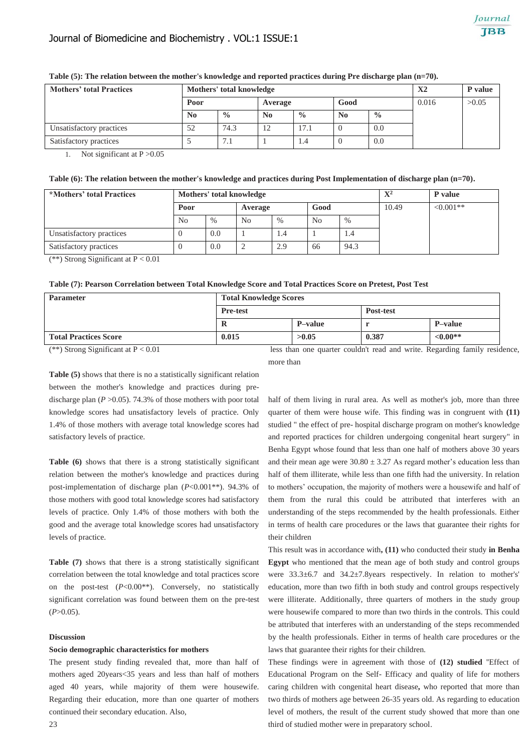**Table (5): The relation between the mother's knowledge and reported practices during Pre discharge plan (n=70).**

| Mothers' total Practices | Mothers' total knowledge | | | | | | X2 | P value |
|---|---|---|---|---|---|---|---|---|
| | Poor | | Average | | Good | | 0.016 | >0.05 |
| | No | % | No | % | No | % | | |
| Unsatisfactory practices | 52 | 74.3 | 12 | 17.1 | 0 | 0.0 | | |
| Satisfactory practices | 5 | 7.1 | 1 | 1.4 | 0 | 0.0 | | |

1. Not significant at P >0.05

**Table (6): The relation between the mother's knowledge and practices during Post Implementation of discharge plan (n=70).**

| *Mothers' total Practices | Mothers' total knowledge | | | | | | $X^2$ | P value |
|---|---|---|---|---|---|---|---|---|
| | Poor | | Average | | Good | | 10.49 | <0.001** |
| | No | % | No | % | No | % | | |
| Unsatisfactory practices | 0 | 0.0 | 1 | 1.4 | 1 | 1.4 | | |
| Satisfactory practices | 0 | 0.0 | 2 | 2.9 | 66 | 94.3 | | |

(**) Strong Significant at P < 0.01

**Table (7): Pearson Correlation between Total Knowledge Score and Total Practices Score on Pretest, Post Test**

| Parameter | Total Knowledge Scores | | | |
|---|---|---|---|---|
| | Pre-test | | Post-test | |
| | R | P–value | r | P–value |
| **Total Practices Score** | **0.015** | **>0.05** | **0.387** | **<0.00**** |

(**) Strong Significant at P < 0.01

**Table (5)** shows that there is no a statistically significant relation between the mother's knowledge and practices during pre-discharge plan (*P* >0.05). 74.3% of those mothers with poor total knowledge scores had unsatisfactory levels of practice. Only 1.4% of those mothers with average total knowledge scores had satisfactory levels of practice.

**Table (6)** shows that there is a strong statistically significant relation between the mother's knowledge and practices during post-implementation of discharge plan (*P*<0.001**). 94.3% of those mothers with good total knowledge scores had satisfactory levels of practice. Only 1.4% of those mothers with both the good and the average total knowledge scores had unsatisfactory levels of practice.

**Table (7)** shows that there is a strong statistically significant correlation between the total knowledge and total practices score on the post-test (*P*<0.00**). Conversely, no statistically significant correlation was found between them on the pre-test (*P*>0.05).

**Discussion**

**Socio demographic characteristics for mothers**

The present study finding revealed that, more than half of mothers aged 20years<35 years and less than half of mothers aged 40 years, while majority of them were housewife. Regarding their education, more than one quarter of mothers continued their secondary education. Also, less than one quarter couldn't read and write. Regarding family residence, more than half of them living in rural area. As well as mother's job, more than three quarter of them were house wife. This finding was in congruent with **(11)** studied " the effect of pre- hospital discharge program on mother's knowledge and reported practices for children undergoing congenital heart surgery" in Benha Egypt whose found that less than one half of mothers above 30 years and their mean age were 30.80 ± 3.27 As regard mother's education less than half of them illiterate, while less than one fifth had the university. In relation to mothers' occupation, the majority of mothers were a housewife and half of them from the rural this could be attributed that interferes with an understanding of the steps recommended by the health professionals. Either in terms of health care procedures or the laws that guarantee their rights for their children

This result was in accordance with**, (11)** who conducted their study **in Benha Egypt** who mentioned that the mean age of both study and control groups were 33.3±6.7 and 34.2±7.8years respectively. In relation to mother's' education, more than two fifth in both study and control groups respectively were illiterate. Additionally, three quarters of mothers in the study group were housewife compared to more than two thirds in the controls. This could be attributed that interferes with an understanding of the steps recommended by the health professionals. Either in terms of health care procedures or the laws that guarantee their rights for their children.

These findings were in agreement with those of **(12) studied** "Effect of Educational Program on the Self- Efficacy and quality of life for mothers caring children with congenital heart disease**,** who reported that more than two thirds of mothers age between 26-35 years old. As regarding to education level of mothers, the result of the current study showed that more than one third of studied mother were in preparatory school.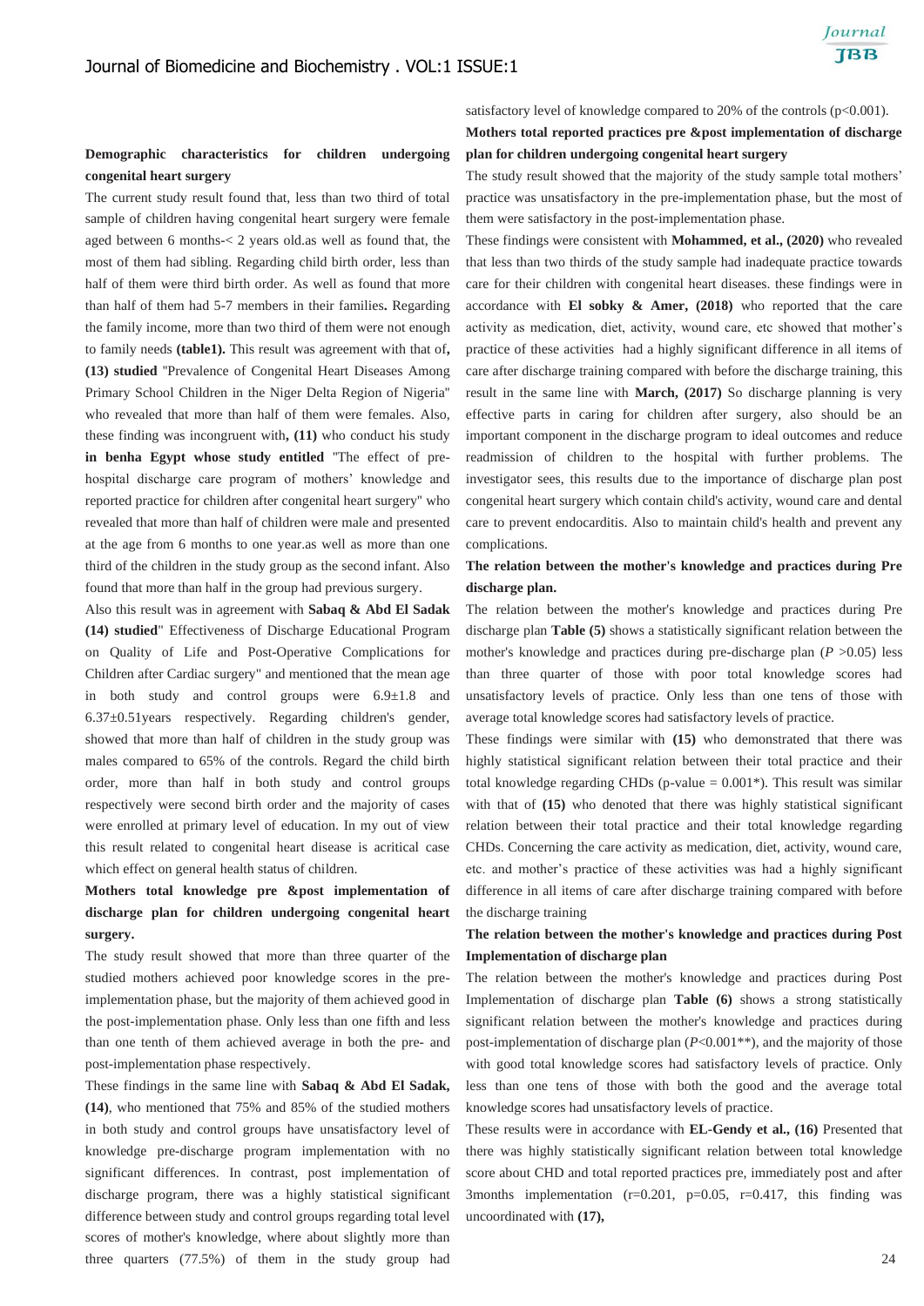**Demographic characteristics for children undergoing congenital heart surgery**

The current study result found that, less than two third of total sample of children having congenital heart surgery were female aged between 6 months-< 2 years old.as well as found that, the most of them had sibling. Regarding child birth order, less than half of them were third birth order. As well as found that more than half of them had 5-7 members in their families**.** Regarding the family income, more than two third of them were not enough to family needs **(table1).** This result was agreement with that of**, (13) studied** "Prevalence of Congenital Heart Diseases Among Primary School Children in the Niger Delta Region of Nigeria" who revealed that more than half of them were females. Also, these finding was incongruent with**, (11)** who conduct his study **in benha Egypt whose study entitled** "The effect of pre-hospital discharge care program of mothers' knowledge and reported practice for children after congenital heart surgery" who revealed that more than half of children were male and presented at the age from 6 months to one year.as well as more than one third of the children in the study group as the second infant. Also found that more than half in the group had previous surgery.

Also this result was in agreement with **Sabaq & Abd El Sadak (14) studied**" Effectiveness of Discharge Educational Program on Quality of Life and Post-Operative Complications for Children after Cardiac surgery" and mentioned that the mean age in both study and control groups were 6.9±1.8 and 6.37±0.51years respectively. Regarding children's gender, showed that more than half of children in the study group was males compared to 65% of the controls. Regard the child birth order, more than half in both study and control groups respectively were second birth order and the majority of cases were enrolled at primary level of education. In my out of view this result related to congenital heart disease is acritical case which effect on general health status of children.

**Mothers total knowledge pre &post implementation of discharge plan for children undergoing congenital heart surgery.**

The study result showed that more than three quarter of the studied mothers achieved poor knowledge scores in the pre-implementation phase, but the majority of them achieved good in the post-implementation phase. Only less than one fifth and less than one tenth of them achieved average in both the pre- and post-implementation phase respectively.

These findings in the same line with **Sabaq & Abd El Sadak, (14)**, who mentioned that 75% and 85% of the studied mothers in both study and control groups have unsatisfactory level of knowledge pre-discharge program implementation with no significant differences. In contrast, post implementation of discharge program, there was a highly statistical significant difference between study and control groups regarding total level scores of mother's knowledge, where about slightly more than three quarters (77.5%) of them in the study group had satisfactory level of knowledge compared to 20% of the controls ($p<0.001$).

**Mothers total reported practices pre &post implementation of discharge plan for children undergoing congenital heart surgery**

The study result showed that the majority of the study sample total mothers' practice was unsatisfactory in the pre-implementation phase, but the most of them were satisfactory in the post-implementation phase.

These findings were consistent with **Mohammed, et al., (2020)** who revealed that less than two thirds of the study sample had inadequate practice towards care for their children with congenital heart diseases. these findings were in accordance with **El sobky & Amer, (2018)** who reported that the care activity as medication, diet, activity, wound care, etc showed that mother's practice of these activities had a highly significant difference in all items of care after discharge training compared with before the discharge training, this result in the same line with **March, (2017)** So discharge planning is very effective parts in caring for children after surgery, also should be an important component in the discharge program to ideal outcomes and reduce readmission of children to the hospital with further problems. The investigator sees, this results due to the importance of discharge plan post congenital heart surgery which contain child's activity, wound care and dental care to prevent endocarditis. Also to maintain child's health and prevent any complications.

**The relation between the mother's knowledge and practices during Pre discharge plan.**

The relation between the mother's knowledge and practices during Pre discharge plan **Table (5)** shows a statistically significant relation between the mother's knowledge and practices during pre-discharge plan (*P* >0.05) less than three quarter of those with poor total knowledge scores had unsatisfactory levels of practice. Only less than one tens of those with average total knowledge scores had satisfactory levels of practice.

These findings were similar with **(15)** who demonstrated that there was highly statistical significant relation between their total practice and their total knowledge regarding CHDs (p-value = 0.001*). This result was similar with that of **(15)** who denoted that there was highly statistical significant relation between their total practice and their total knowledge regarding CHDs. Concerning the care activity as medication, diet, activity, wound care, etc. and mother's practice of these activities was had a highly significant difference in all items of care after discharge training compared with before the discharge training

**The relation between the mother's knowledge and practices during Post Implementation of discharge plan**

The relation between the mother's knowledge and practices during Post Implementation of discharge plan **Table (6)** shows a strong statistically significant relation between the mother's knowledge and practices during post-implementation of discharge plan (*P*<0.001**), and the majority of those with good total knowledge scores had satisfactory levels of practice. Only less than one tens of those with both the good and the average total knowledge scores had unsatisfactory levels of practice.

These results were in accordance with **EL-Gendy et al., (16)** Presented that there was highly statistically significant relation between total knowledge score about CHD and total reported practices pre, immediately post and after 3months implementation (r=0.201, p=0.05, r=0.417, this finding was uncoordinated with **(17),**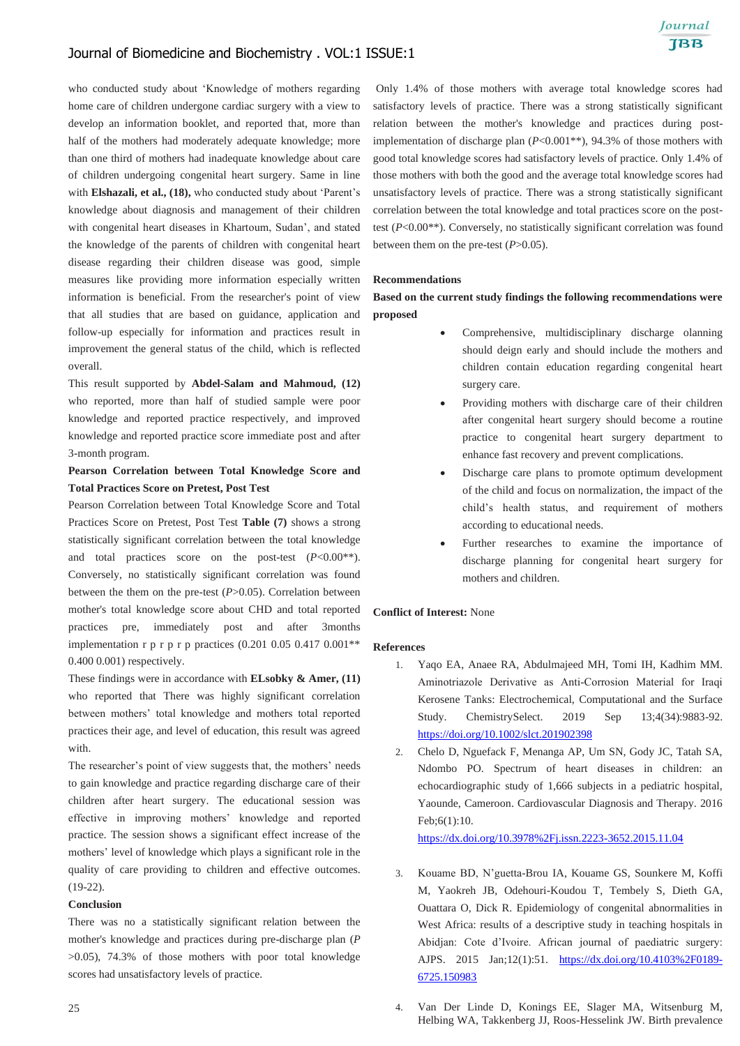who conducted study about 'Knowledge of mothers regarding home care of children undergone cardiac surgery with a view to develop an information booklet, and reported that, more than half of the mothers had moderately adequate knowledge; more than one third of mothers had inadequate knowledge about care of children undergoing congenital heart surgery. Same in line with **Elshazali, et al., (18),** who conducted study about 'Parent's knowledge about diagnosis and management of their children with congenital heart diseases in Khartoum, Sudan', and stated the knowledge of the parents of children with congenital heart disease regarding their children disease was good, simple measures like providing more information especially written information is beneficial. From the researcher's point of view that all studies that are based on guidance, application and follow-up especially for information and practices result in improvement the general status of the child, which is reflected overall.

This result supported by **Abdel-Salam and Mahmoud, (12)** who reported, more than half of studied sample were poor knowledge and reported practice respectively, and improved knowledge and reported practice score immediate post and after 3-month program.

**Pearson Correlation between Total Knowledge Score and Total Practices Score on Pretest, Post Test**

Pearson Correlation between Total Knowledge Score and Total Practices Score on Pretest, Post Test **Table (7)** shows a strong statistically significant correlation between the total knowledge and total practices score on the post-test (*P*<0.00**). Conversely, no statistically significant correlation was found between the them on the pre-test (*P*>0.05). Correlation between mother's total knowledge score about CHD and total reported practices pre, immediately post and after 3months implementation r p r p r p practices (0.201 0.05 0.417 0.001** 0.400 0.001) respectively.

These findings were in accordance with **ELsobky & Amer, (11)** who reported that There was highly significant correlation between mothers' total knowledge and mothers total reported practices their age, and level of education, this result was agreed with.

The researcher's point of view suggests that, the mothers' needs to gain knowledge and practice regarding discharge care of their children after heart surgery. The educational session was effective in improving mothers' knowledge and reported practice. The session shows a significant effect increase of the mothers' level of knowledge which plays a significant role in the quality of care providing to children and effective outcomes. (19-22).

**Conclusion**

There was no a statistically significant relation between the mother's knowledge and practices during pre-discharge plan (*P* >0.05), 74.3% of those mothers with poor total knowledge scores had unsatisfactory levels of practice. Only 1.4% of those mothers with average total knowledge scores had satisfactory levels of practice. There was a strong statistically significant relation between the mother's knowledge and practices during post-implementation of discharge plan (*P*<0.001**), 94.3% of those mothers with good total knowledge scores had satisfactory levels of practice. Only 1.4% of those mothers with both the good and the average total knowledge scores had unsatisfactory levels of practice. There was a strong statistically significant correlation between the total knowledge and total practices score on the post-test (*P*<0.00**). Conversely, no statistically significant correlation was found between them on the pre-test (*P*>0.05).

**Recommendations**

**Based on the current study findings the following recommendations were proposed**

- Comprehensive, multidisciplinary discharge olanning should deign early and should include the mothers and children contain education regarding congenital heart surgery care.
- Providing mothers with discharge care of their children after congenital heart surgery should become a routine practice to congenital heart surgery department to enhance fast recovery and prevent complications.
- Discharge care plans to promote optimum development of the child and focus on normalization, the impact of the child's health status, and requirement of mothers according to educational needs.
- Further researches to examine the importance of discharge planning for congenital heart surgery for mothers and children.

**Conflict of Interest:** None

**References**

1. Yaqo EA, Anaee RA, Abdulmajeed MH, Tomi IH, Kadhim MM. Aminotriazole Derivative as Anti-Corrosion Material for Iraqi Kerosene Tanks: Electrochemical, Computational and the Surface Study. ChemistrySelect. 2019 Sep 13;4(34):9883-92. https://doi.org/10.1002/slct.201902398
2. Chelo D, Nguefack F, Menanga AP, Um SN, Gody JC, Tatah SA, Ndombo PO. Spectrum of heart diseases in children: an echocardiographic study of 1,666 subjects in a pediatric hospital, Yaounde, Cameroon. Cardiovascular Diagnosis and Therapy. 2016 Feb;6(1):10. https://dx.doi.org/10.3978%2Fj.issn.2223-3652.2015.11.04
3. Kouame BD, N'guetta-Brou IA, Kouame GS, Sounkere M, Koffi M, Yaokreh JB, Odehouri-Koudou T, Tembely S, Dieth GA, Ouattara O, Dick R. Epidemiology of congenital abnormalities in West Africa: results of a descriptive study in teaching hospitals in Abidjan: Cote d'Ivoire. African journal of paediatric surgery: AJPS. 2015 Jan;12(1):51. https://dx.doi.org/10.4103%2F0189-6725.150983
4. Van Der Linde D, Konings EE, Slager MA, Witsenburg M, Helbing WA, Takkenberg JJ, Roos-Hesselink JW. Birth prevalence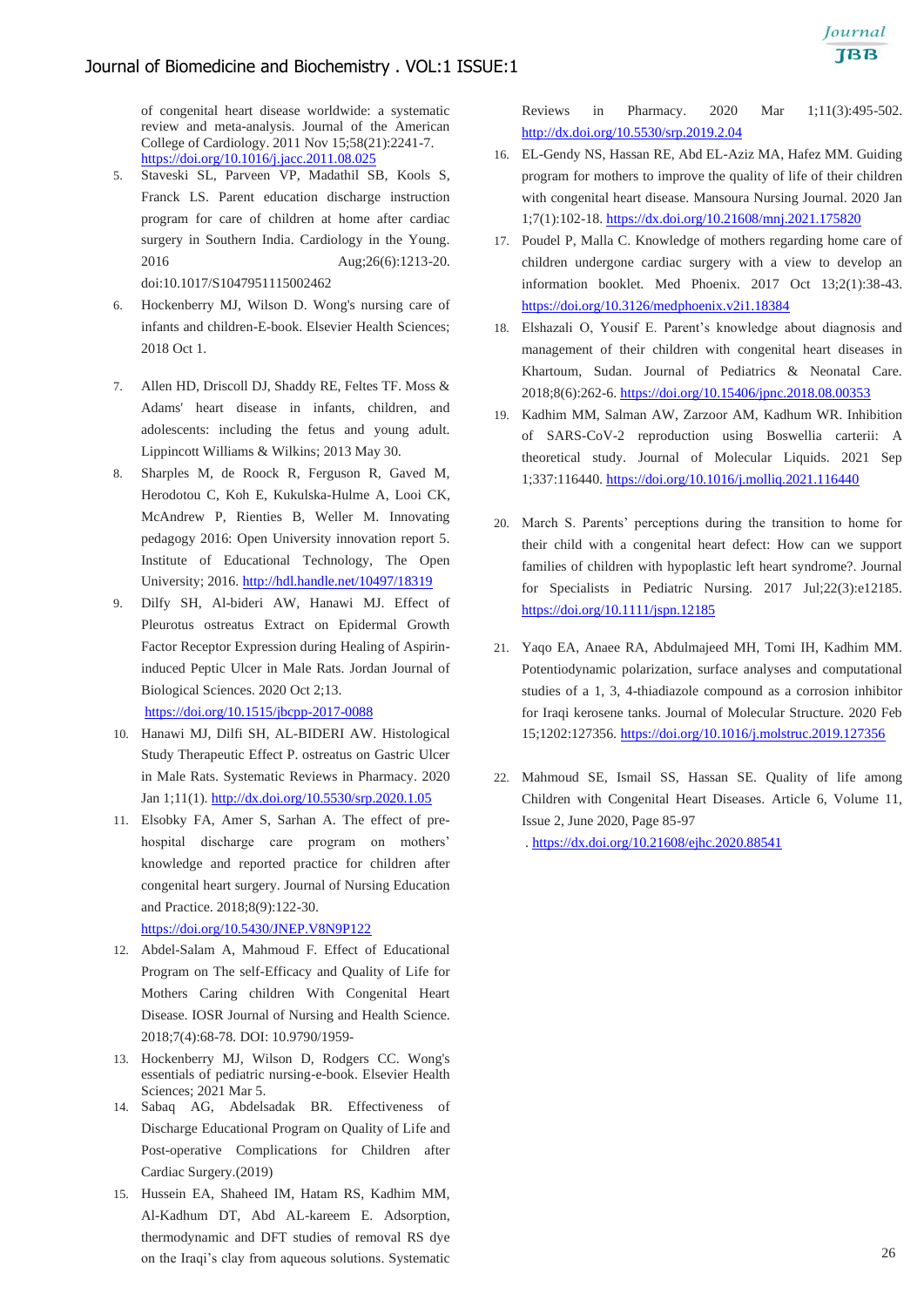of congenital heart disease worldwide: a systematic review and meta-analysis. Journal of the American College of Cardiology. 2011 Nov 15;58(21):2241-7. https://doi.org/10.1016/j.jacc.2011.08.025

5. Staveski SL, Parveen VP, Madathil SB, Kools S, Franck LS. Parent education discharge instruction program for care of children at home after cardiac surgery in Southern India. Cardiology in the Young. 2016 Aug;26(6):1213-20. doi:10.1017/S1047951115002462
6. Hockenberry MJ, Wilson D. Wong's nursing care of infants and children-E-book. Elsevier Health Sciences; 2018 Oct 1.
7. Allen HD, Driscoll DJ, Shaddy RE, Feltes TF. Moss & Adams' heart disease in infants, children, and adolescents: including the fetus and young adult. Lippincott Williams & Wilkins; 2013 May 30.
8. Sharples M, de Roock R, Ferguson R, Gaved M, Herodotou C, Koh E, Kukulska-Hulme A, Looi CK, McAndrew P, Rienties B, Weller M. Innovating pedagogy 2016: Open University innovation report 5. Institute of Educational Technology, The Open University; 2016. http://hdl.handle.net/10497/18319
9. Dilfy SH, Al-bideri AW, Hanawi MJ. Effect of Pleurotus ostreatus Extract on Epidermal Growth Factor Receptor Expression during Healing of Aspirin-induced Peptic Ulcer in Male Rats. Jordan Journal of Biological Sciences. 2020 Oct 2;13. https://doi.org/10.1515/jbcpp-2017-0088
10. Hanawi MJ, Dilfi SH, AL-BIDERI AW. Histological Study Therapeutic Effect P. ostreatus on Gastric Ulcer in Male Rats. Systematic Reviews in Pharmacy. 2020 Jan 1;11(1). http://dx.doi.org/10.5530/srp.2020.1.05
11. Elsobky FA, Amer S, Sarhan A. The effect of pre-hospital discharge care program on mothers' knowledge and reported practice for children after congenital heart surgery. Journal of Nursing Education and Practice. 2018;8(9):122-30. https://doi.org/10.5430/JNEP.V8N9P122
12. Abdel-Salam A, Mahmoud F. Effect of Educational Program on The self-Efficacy and Quality of Life for Mothers Caring children With Congenital Heart Disease. IOSR Journal of Nursing and Health Science. 2018;7(4):68-78. DOI: 10.9790/1959-
13. Hockenberry MJ, Wilson D, Rodgers CC. Wong's essentials of pediatric nursing-e-book. Elsevier Health Sciences; 2021 Mar 5.
14. Sabaq AG, Abdelsadak BR. Effectiveness of Discharge Educational Program on Quality of Life and Post-operative Complications for Children after Cardiac Surgery.(2019)
15. Hussein EA, Shaheed IM, Hatam RS, Kadhim MM, Al-Kadhum DT, Abd AL-kareem E. Adsorption, thermodynamic and DFT studies of removal RS dye on the Iraqi's clay from aqueous solutions. Systematic Reviews in Pharmacy. 2020 Mar 1;11(3):495-502. http://dx.doi.org/10.5530/srp.2019.2.04
16. EL-Gendy NS, Hassan RE, Abd EL-Aziz MA, Hafez MM. Guiding program for mothers to improve the quality of life of their children with congenital heart disease. Mansoura Nursing Journal. 2020 Jan 1;7(1):102-18. https://dx.doi.org/10.21608/mnj.2021.175820
17. Poudel P, Malla C. Knowledge of mothers regarding home care of children undergone cardiac surgery with a view to develop an information booklet. Med Phoenix. 2017 Oct 13;2(1):38-43. https://doi.org/10.3126/medphoenix.v2i1.18384
18. Elshazali O, Yousif E. Parent's knowledge about diagnosis and management of their children with congenital heart diseases in Khartoum, Sudan. Journal of Pediatrics & Neonatal Care. 2018;8(6):262-6. https://doi.org/10.15406/jpnc.2018.08.00353
19. Kadhim MM, Salman AW, Zarzoor AM, Kadhum WR. Inhibition of SARS-CoV-2 reproduction using Boswellia carterii: A theoretical study. Journal of Molecular Liquids. 2021 Sep 1;337:116440. https://doi.org/10.1016/j.molliq.2021.116440
20. March S. Parents' perceptions during the transition to home for their child with a congenital heart defect: How can we support families of children with hypoplastic left heart syndrome?. Journal for Specialists in Pediatric Nursing. 2017 Jul;22(3):e12185. https://doi.org/10.1111/jspn.12185
21. Yaqo EA, Anaee RA, Abdulmajeed MH, Tomi IH, Kadhim MM. Potentiodynamic polarization, surface analyses and computational studies of a 1, 3, 4-thiadiazole compound as a corrosion inhibitor for Iraqi kerosene tanks. Journal of Molecular Structure. 2020 Feb 15;1202:127356. https://doi.org/10.1016/j.molstruc.2019.127356
22. Mahmoud SE, Ismail SS, Hassan SE. Quality of life among Children with Congenital Heart Diseases. Article 6, Volume 11, Issue 2, June 2020, Page 85-97 . https://dx.doi.org/10.21608/ejhc.2020.88541